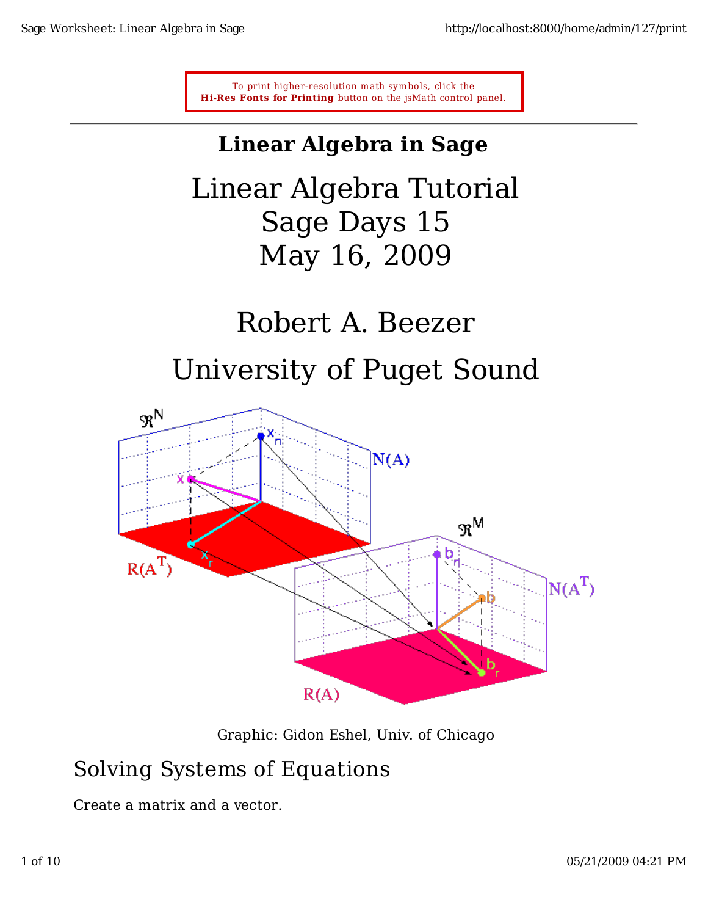To print higher-resolution math symbols, click the **Hi-Res Fonts for Printing** button on the jsMath control panel.

# Linear Algebra in Sage

Linear Algebra Tutorial
Sage Days 15
May 16, 2009

Robert A. Beezer

University of Puget Sound

Graphic: Gidon Eshel, Univ. of Chicago

## Solving Systems of Equations

Create a matrix and a vector.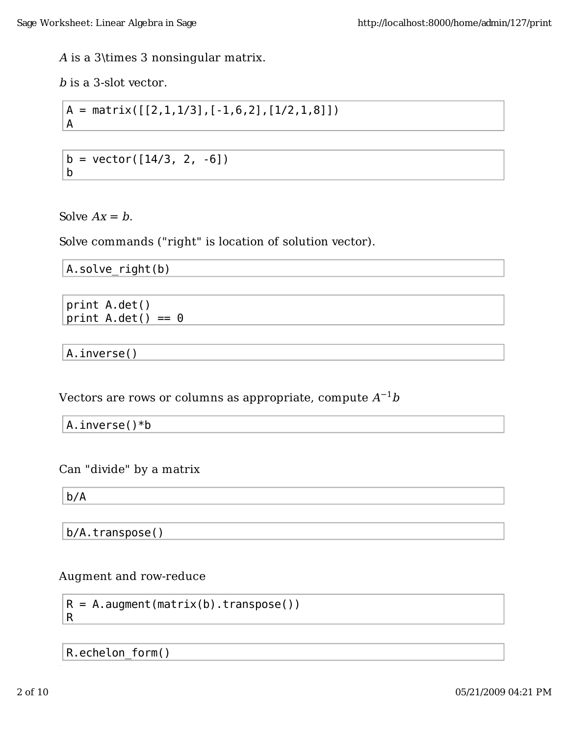$A$ is a 3\times 3 nonsingular matrix.

$b$ is a 3-slot vector.

```
A = matrix([[2,1,1/3],[-1,6,2],[1/2,1,8]])
A
```

```
b = vector([14/3, 2, -6])
b
```

Solve $Ax = b$.

Solve commands ("right" is location of solution vector).

```
A.solve_right(b)
```

```
print A.det()
print A.det() == 0
```

```
A.inverse()
```

Vectors are rows or columns as appropriate, compute $A^{-1}b$

```
A.inverse()*b
```

Can "divide" by a matrix

```
b/A
```

```
b/A.transpose()
```

Augment and row-reduce

```
R = A.augment(matrix(b).transpose())
R
```

```
R.echelon_form()
```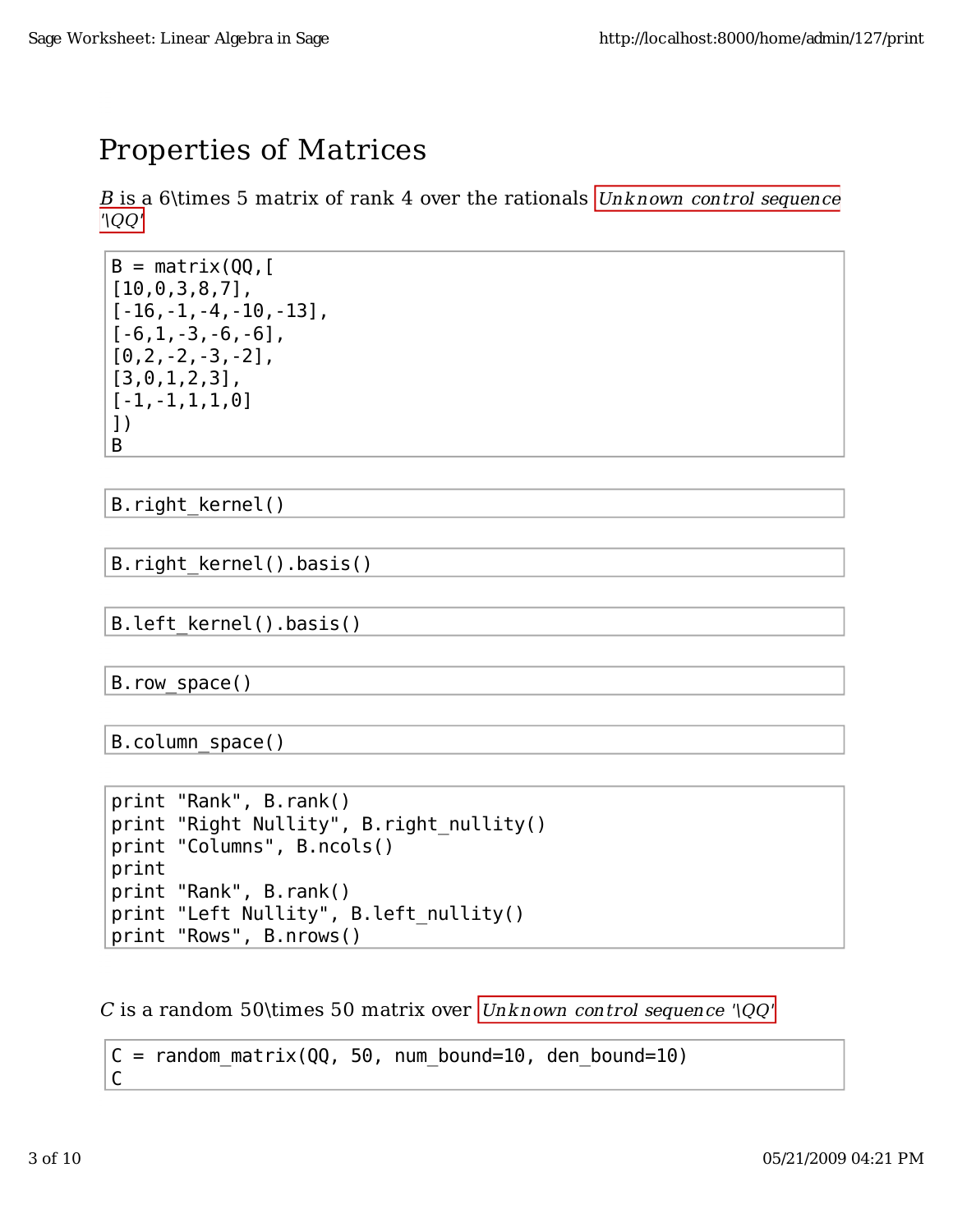## Properties of Matrices

$B$ is a 6\times 5 matrix of rank 4 over the rationals *Unknown control sequence '\QQ'*

```
B = matrix(QQ,[
[10,0,3,8,7],
[-16,-1,-4,-10,-13],
[-6,1,-3,-6,-6],
[0,2,-2,-3,-2],
[3,0,1,2,3],
[-1,-1,1,1,0]
])
B
```

```
B.right_kernel()
```

```
B.right_kernel().basis()
```

```
B.left_kernel().basis()
```

```
B.row_space()
```

```
B.column_space()
```

```
print "Rank", B.rank()
print "Right Nullity", B.right_nullity()
print "Columns", B.ncols()
print
print "Rank", B.rank()
print "Left Nullity", B.left_nullity()
print "Rows", B.nrows()
```

$C$ is a random 50\times 50 matrix over *Unknown control sequence '\QQ'*

```
C = random_matrix(QQ, 50, num_bound=10, den_bound=10)
C
```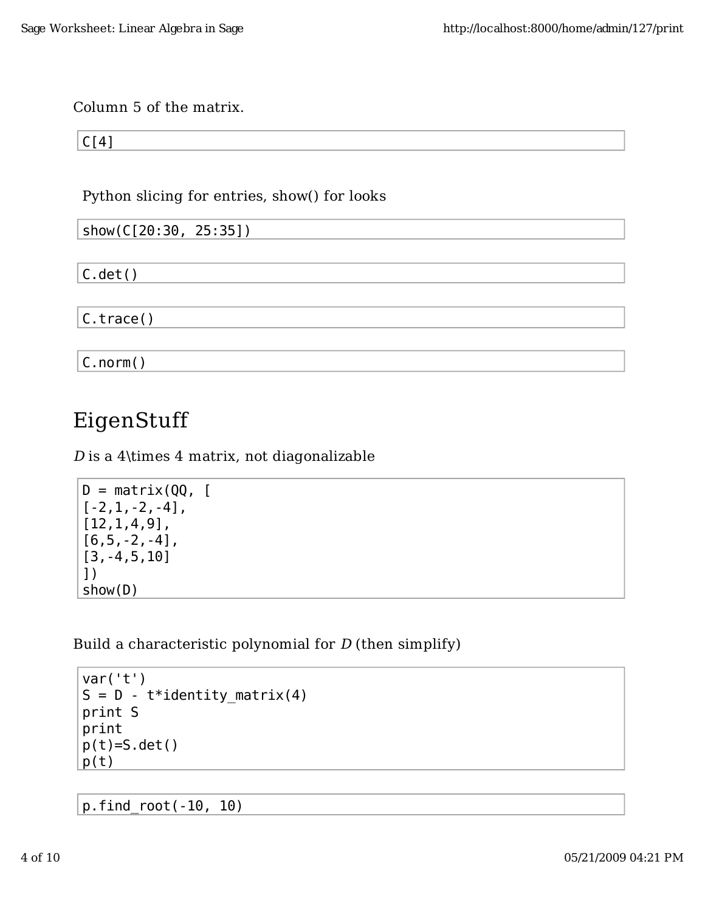Column 5 of the matrix.

```
C[4]
```

Python slicing for entries, show() for looks

```
show(C[20:30, 25:35])
```

```
C.det()
```

```
C.trace()
```

```
C.norm()
```

# EigenStuff

*D* is a 4\times 4 matrix, not diagonalizable

```
D = matrix(QQ, [
[-2,1,-2,-4],
[12,1,4,9],
[6,5,-2,-4],
[3,-4,5,10]
])
show(D)
```

Build a characteristic polynomial for *D* (then simplify)

```
var('t')
S = D - t*identity_matrix(4)
print S
print
p(t)=S.det()
p(t)
```

```
p.find_root(-10, 10)
```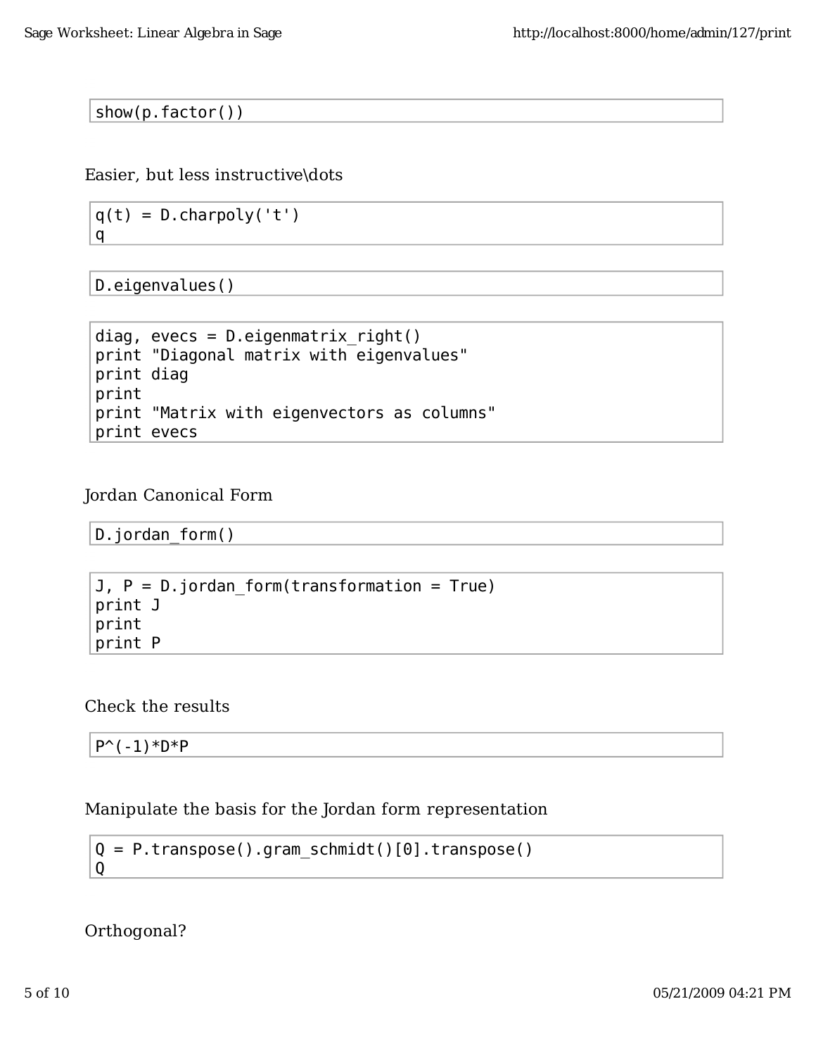```
show(p.factor())
```

Easier, but less instructive\dots

```
q(t) = D.charpoly('t')
q
```

```
D.eigenvalues()
```

```
diag, evecs = D.eigenmatrix_right()
print "Diagonal matrix with eigenvalues"
print diag
print
print "Matrix with eigenvectors as columns"
print evecs
```

Jordan Canonical Form

```
D.jordan_form()
```

```
J, P = D.jordan_form(transformation = True)
print J
print
print P
```

Check the results

```
P^(-1)*D*P
```

Manipulate the basis for the Jordan form representation

```
Q = P.transpose().gram_schmidt()[0].transpose()
Q
```

Orthogonal?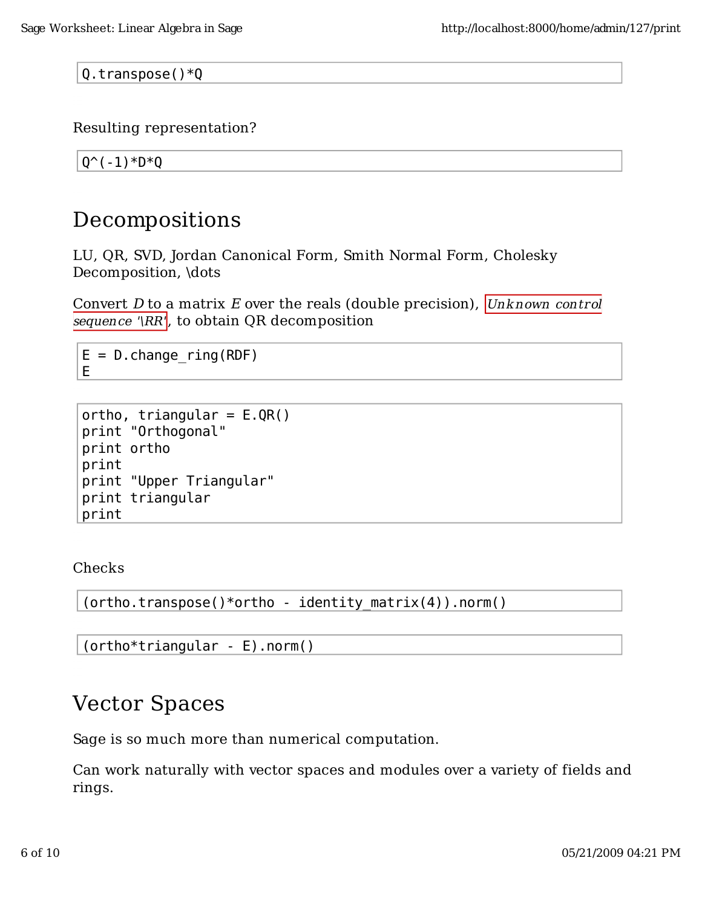```
Q.transpose()*Q
```

Resulting representation?

```
Q^(-1)*D*Q
```

# Decompositions

LU, QR, SVD, Jordan Canonical Form, Smith Normal Form, Cholesky Decomposition, \dots

Convert $D$ to a matrix $E$ over the reals (double precision), *Unknown control sequence '\RR'*, to obtain QR decomposition

```
E = D.change_ring(RDF)
E
```

```
ortho, triangular = E.QR()
print "Orthogonal"
print ortho
print
print "Upper Triangular"
print triangular
print
```

Checks

```
(ortho.transpose()*ortho - identity_matrix(4)).norm()
```

```
(ortho*triangular - E).norm()
```

# Vector Spaces

Sage is so much more than numerical computation.

Can work naturally with vector spaces and modules over a variety of fields and rings.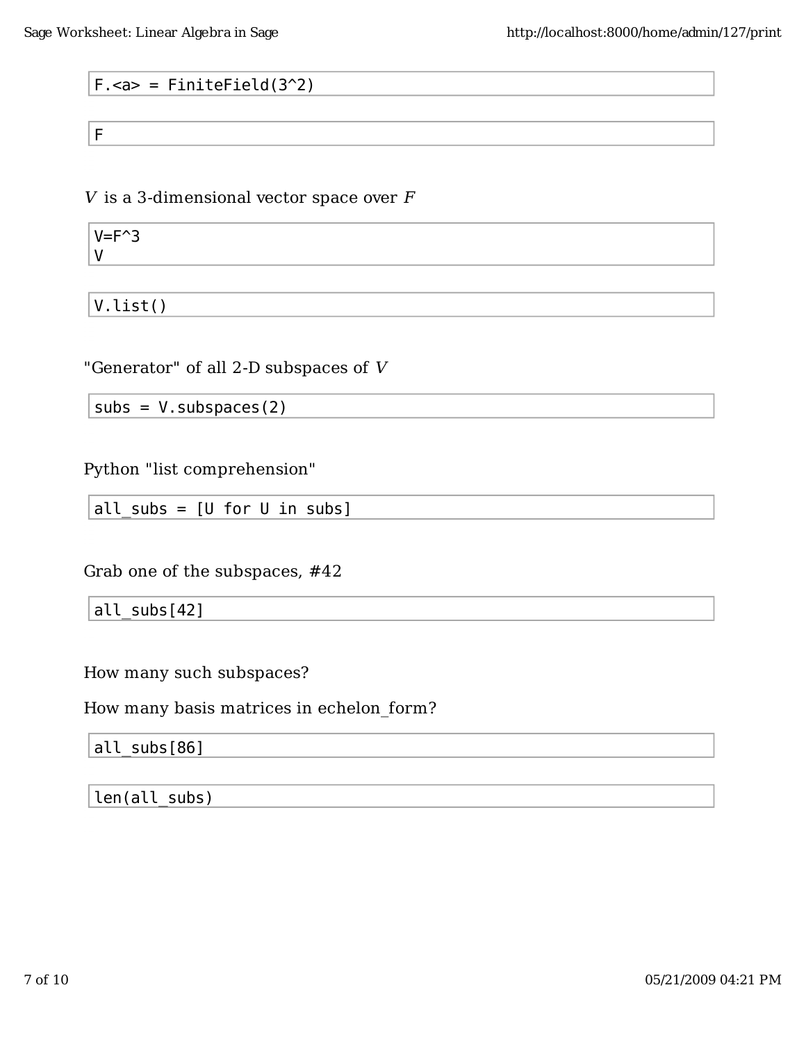```
F.<a> = FiniteField(3^2)
```

```
F
```

$V$ is a 3-dimensional vector space over $F$

```
V=F^3
V
```

```
V.list()
```

"Generator" of all 2-D subspaces of $V$

```
subs = V.subspaces(2)
```

Python "list comprehension"

```
all_subs = [U for U in subs]
```

Grab one of the subspaces, #42

```
all_subs[42]
```

How many such subspaces?

How many basis matrices in echelon_form?

```
all_subs[86]
```

```
len(all_subs)
```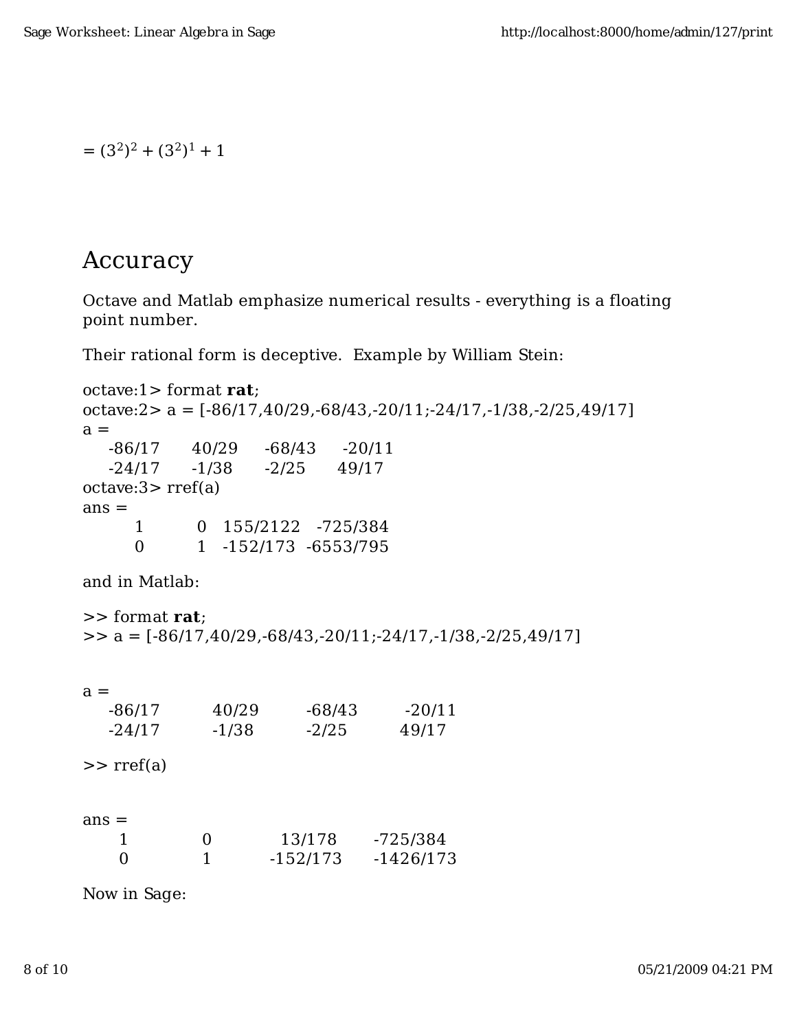$= (3^2)^2 + (3^2)^1 + 1$

## Accuracy

Octave and Matlab emphasize numerical results - everything is a floating point number.

Their rational form is deceptive.  Example by William Stein:

```
octave:1> format rat;
octave:2> a = [-86/17,40/29,-68/43,-20/11;-24/17,-1/38,-2/25,49/17]
a =
    -86/17      40/29     -68/43     -20/11
    -24/17      -1/38      -2/25      49/17
octave:3> rref(a)
ans =
        1          0   155/2122   -725/384
        0          1   -152/173  -6553/795
```

and in Matlab:

```
>> format rat;
>> a = [-86/17,40/29,-68/43,-20/11;-24/17,-1/38,-2/25,49/17]


a =
    -86/17          40/29         -68/43         -20/11
    -24/17          -1/38          -2/25          49/17

>> rref(a)


ans =
      1              0             13/178       -725/384
      0              1           -152/173      -1426/173
```

Now in Sage: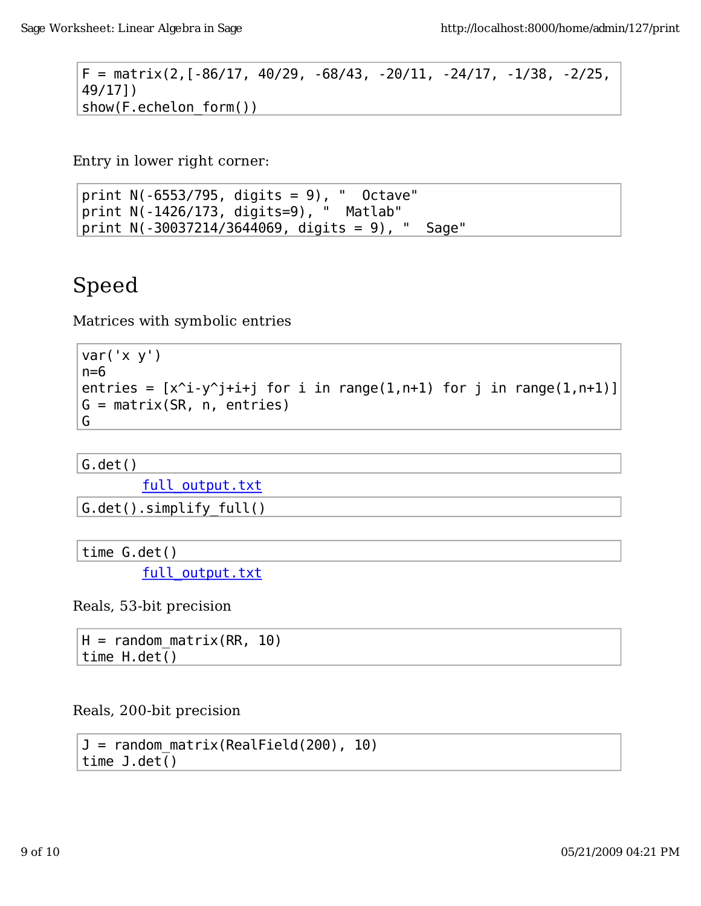```
F = matrix(2,[-86/17, 40/29, -68/43, -20/11, -24/17, -1/38, -2/25,
49/17])
show(F.echelon_form())
```

Entry in lower right corner:

```
print N(-6553/795, digits = 9), "  Octave"
print N(-1426/173, digits=9), "  Matlab"
print N(-30037214/3644069, digits = 9), "  Sage"
```

## Speed

Matrices with symbolic entries

```
var('x y')
n=6
entries = [x^i-y^j+i+j for i in range(1,n+1) for j in range(1,n+1)]
G = matrix(SR, n, entries)
G
```

```
G.det()
```

full_output.txt

```
G.det().simplify_full()
```

```
time G.det()
```

full_output.txt

Reals, 53-bit precision

```
H = random_matrix(RR, 10)
time H.det()
```

Reals, 200-bit precision

```
J = random_matrix(RealField(200), 10)
time J.det()
```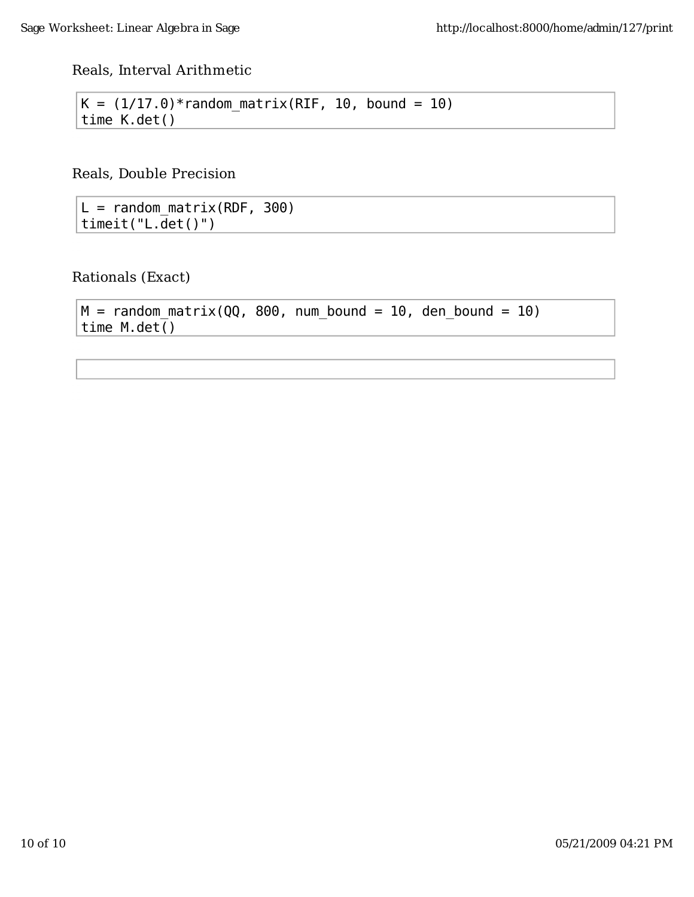Reals, Interval Arithmetic

```
K = (1/17.0)*random_matrix(RIF, 10, bound = 10)
time K.det()
```

Reals, Double Precision

```
L = random_matrix(RDF, 300)
timeit("L.det()")
```

Rationals (Exact)

```
M = random_matrix(QQ, 800, num_bound = 10, den_bound = 10)
time M.det()
```